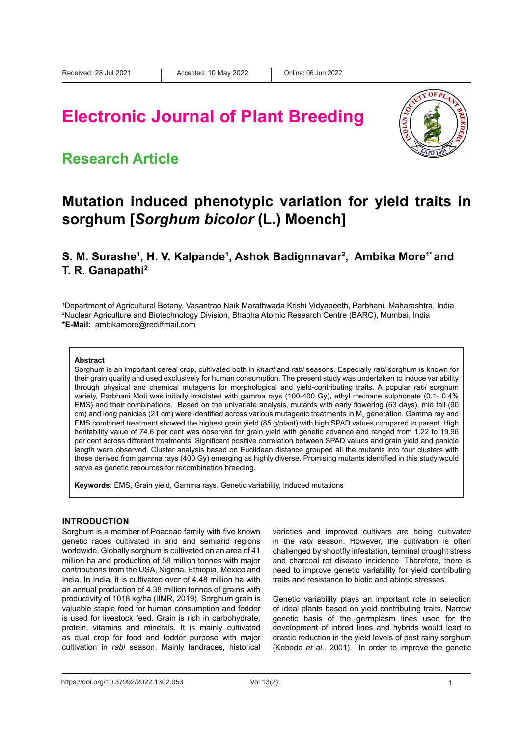Received: 28 Jul 2021 | Accepted: 10 May 2022 | Online: 06 Jun 2022

# Electronic Journal of Plant Breeding

## Research Article

# Mutation induced phenotypic variation for yield traits in sorghum [*Sorghum bicolor* (L.) Moench]

**S. M. Surashe[1], H. V. Kalpande[1], Ashok Badignnavar[2], Ambika More[1*] and T. R. Ganapathi[2]**

[1]Department of Agricultural Botany, Vasantrao Naik Marathwada Krishi Vidyapeeth, Parbhani, Maharashtra, India
[2]Nuclear Agriculture and Biotechnology Division, Bhabha Atomic Research Centre (BARC), Mumbai, India
**\*E-Mail:** ambikamore@rediffmail.com

### Abstract

Sorghum is an important cereal crop, cultivated both in *kharif* and *rabi* seasons. Especially *rabi* sorghum is known for their grain quality and used exclusively for human consumption. The present study was undertaken to induce variability through physical and chemical mutagens for morphological and yield-contributing traits. A popular *rabi* sorghum variety, Parbhani Moti was initially irradiated with gamma rays (100-400 Gy), ethyl methane sulphonate (0.1- 0.4% EMS) and their combinations. Based on the univariate analysis, mutants with early flowering (63 days), mid tall (90 cm) and long panicles (21 cm) were identified across various mutagenic treatments in $M_2$ generation. Gamma ray and EMS combined treatment showed the highest grain yield (85 g/plant) with high SPAD values compared to parent. High heritability value of 74.6 per cent was observed for grain yield with genetic advance and ranged from 1.22 to 19.96 per cent across different treatments. Significant positive correlation between SPAD values and grain yield and panicle length were observed. Cluster analysis based on Euclidean distance grouped all the mutants into four clusters with those derived from gamma rays (400 Gy) emerging as highly diverse. Promising mutants identified in this study would serve as genetic resources for recombination breeding.

**Keywords**: EMS, Grain yield, Gamma rays, Genetic variability, Induced mutations

## INTRODUCTION

Sorghum is a member of Poaceae family with five known genetic races cultivated in arid and semiarid regions worldwide. Globally sorghum is cultivated on an area of 41 million ha and production of 58 million tonnes with major contributions from the USA, Nigeria, Ethiopia, Mexico and India. In India, it is cultivated over of 4.48 million ha with an annual production of 4.38 million tonnes of grains with productivity of 1018 kg/ha (IIMR, 2019). Sorghum grain is valuable staple food for human consumption and fodder is used for livestock feed. Grain is rich in carbohydrate, protein, vitamins and minerals. It is mainly cultivated as dual crop for food and fodder purpose with major cultivation in *rabi* season. Mainly landraces, historical varieties and improved cultivars are being cultivated in the *rabi* season. However, the cultivation is often challenged by shootfly infestation, terminal drought stress and charcoal rot disease incidence. Therefore, there is need to improve genetic variability for yield contributing traits and resistance to biotic and abiotic stresses.

Genetic variability plays an important role in selection of ideal plants based on yield contributing traits. Narrow genetic basis of the germplasm lines used for the development of inbred lines and hybrids would lead to drastic reduction in the yield levels of post rainy sorghum (Kebede *et al.,* 2001). In order to improve the genetic

https://doi.org/10.37992/2022.1302.053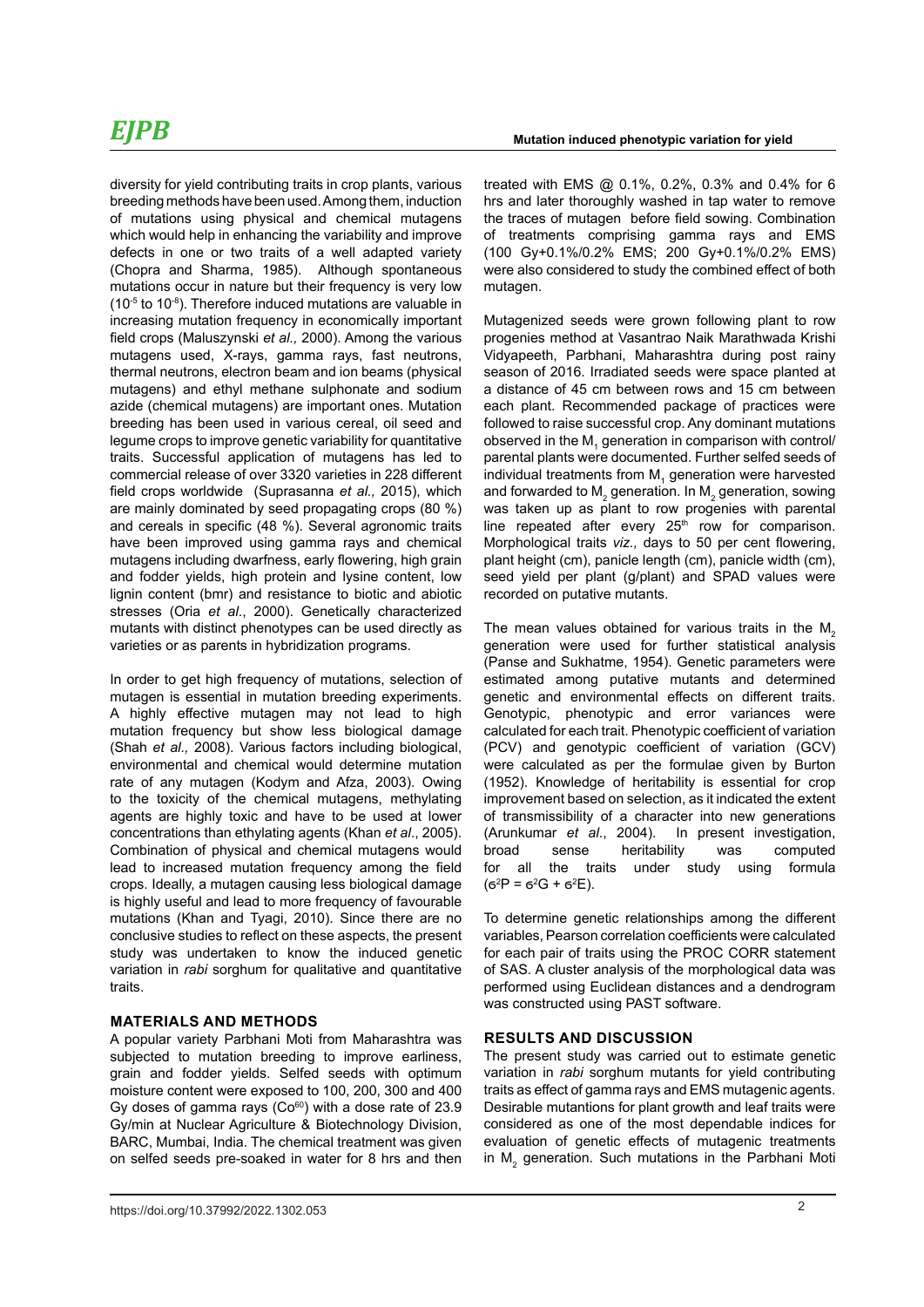diversity for yield contributing traits in crop plants, various breeding methods have been used. Among them, induction of mutations using physical and chemical mutagens which would help in enhancing the variability and improve defects in one or two traits of a well adapted variety (Chopra and Sharma, 1985). Although spontaneous mutations occur in nature but their frequency is very low ($10^{-5}$ to $10^{-8}$). Therefore induced mutations are valuable in increasing mutation frequency in economically important field crops (Maluszynski *et al.,* 2000). Among the various mutagens used, X-rays, gamma rays, fast neutrons, thermal neutrons, electron beam and ion beams (physical mutagens) and ethyl methane sulphonate and sodium azide (chemical mutagens) are important ones. Mutation breeding has been used in various cereal, oil seed and legume crops to improve genetic variability for quantitative traits. Successful application of mutagens has led to commercial release of over 3320 varieties in 228 different field crops worldwide (Suprasanna *et al.,* 2015), which are mainly dominated by seed propagating crops (80 %) and cereals in specific (48 %). Several agronomic traits have been improved using gamma rays and chemical mutagens including dwarfness, early flowering, high grain and fodder yields, high protein and lysine content, low lignin content (bmr) and resistance to biotic and abiotic stresses (Oria *et al*., 2000). Genetically characterized mutants with distinct phenotypes can be used directly as varieties or as parents in hybridization programs.

In order to get high frequency of mutations, selection of mutagen is essential in mutation breeding experiments. A highly effective mutagen may not lead to high mutation frequency but show less biological damage (Shah *et al.,* 2008). Various factors including biological, environmental and chemical would determine mutation rate of any mutagen (Kodym and Afza, 2003). Owing to the toxicity of the chemical mutagens, methylating agents are highly toxic and have to be used at lower concentrations than ethylating agents (Khan *et al*., 2005). Combination of physical and chemical mutagens would lead to increased mutation frequency among the field crops. Ideally, a mutagen causing less biological damage is highly useful and lead to more frequency of favourable mutations (Khan and Tyagi, 2010). Since there are no conclusive studies to reflect on these aspects, the present study was undertaken to know the induced genetic variation in *rabi* sorghum for qualitative and quantitative traits.

## MATERIALS AND METHODS

A popular variety Parbhani Moti from Maharashtra was subjected to mutation breeding to improve earliness, grain and fodder yields. Selfed seeds with optimum moisture content were exposed to 100, 200, 300 and 400 Gy doses of gamma rays ($Co^{60}$) with a dose rate of 23.9 Gy/min at Nuclear Agriculture & Biotechnology Division, BARC, Mumbai, India. The chemical treatment was given on selfed seeds pre-soaked in water for 8 hrs and then treated with EMS @ 0.1%, 0.2%, 0.3% and 0.4% for 6 hrs and later thoroughly washed in tap water to remove the traces of mutagen before field sowing. Combination of treatments comprising gamma rays and EMS (100 Gy+0.1%/0.2% EMS; 200 Gy+0.1%/0.2% EMS) were also considered to study the combined effect of both mutagen.

Mutagenized seeds were grown following plant to row progenies method at Vasantrao Naik Marathwada Krishi Vidyapeeth, Parbhani, Maharashtra during post rainy season of 2016. Irradiated seeds were space planted at a distance of 45 cm between rows and 15 cm between each plant. Recommended package of practices were followed to raise successful crop. Any dominant mutations observed in the $M_1$ generation in comparison with control/ parental plants were documented. Further selfed seeds of individual treatments from $M_1$ generation were harvested and forwarded to $M_2$ generation. In $M_2$ generation, sowing was taken up as plant to row progenies with parental line repeated after every 25th row for comparison. Morphological traits *viz.,* days to 50 per cent flowering, plant height (cm), panicle length (cm), panicle width (cm), seed yield per plant (g/plant) and SPAD values were recorded on putative mutants.

The mean values obtained for various traits in the $M_2$ generation were used for further statistical analysis (Panse and Sukhatme, 1954). Genetic parameters were estimated among putative mutants and determined genetic and environmental effects on different traits. Genotypic, phenotypic and error variances were calculated for each trait. Phenotypic coefficient of variation (PCV) and genotypic coefficient of variation (GCV) were calculated as per the formulae given by Burton (1952). Knowledge of heritability is essential for crop improvement based on selection, as it indicated the extent of transmissibility of a character into new generations (Arunkumar *et al*., 2004). In present investigation, broad sense heritability was computed for all the traits under study using formula ($\sigma^2P = \sigma^2G + \sigma^2E$).

To determine genetic relationships among the different variables, Pearson correlation coefficients were calculated for each pair of traits using the PROC CORR statement of SAS. A cluster analysis of the morphological data was performed using Euclidean distances and a dendrogram was constructed using PAST software.

## RESULTS AND DISCUSSION

The present study was carried out to estimate genetic variation in *rabi* sorghum mutants for yield contributing traits as effect of gamma rays and EMS mutagenic agents. Desirable mutantions for plant growth and leaf traits were considered as one of the most dependable indices for evaluation of genetic effects of mutagenic treatments in $M_2$ generation. Such mutations in the Parbhani Moti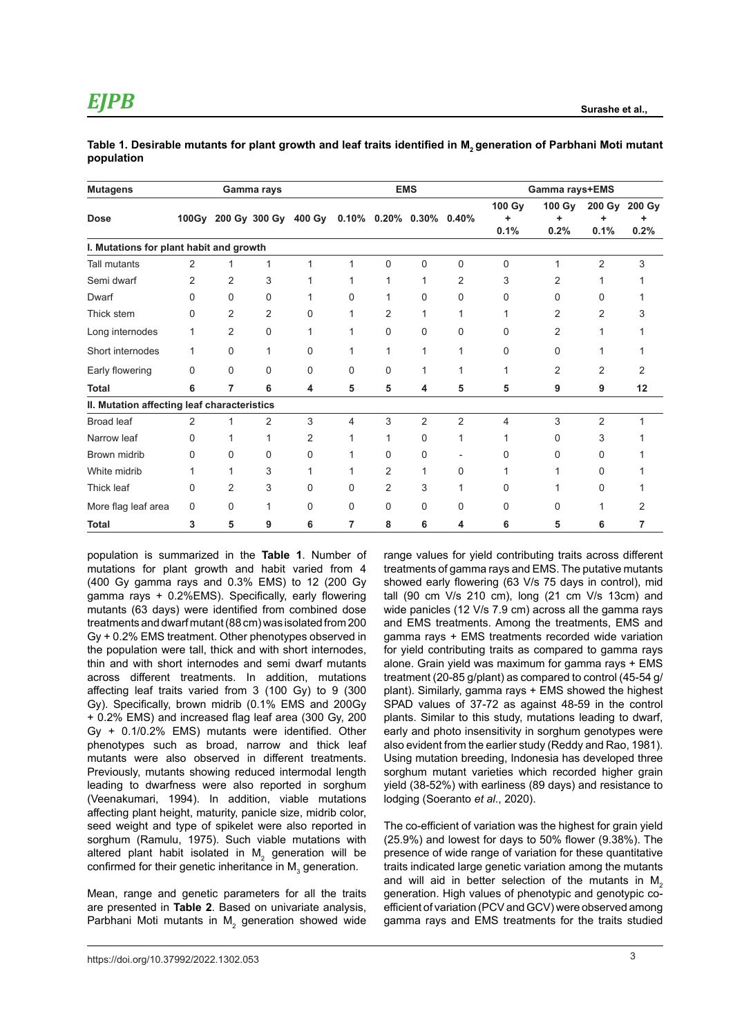**Table 1. Desirable mutants for plant growth and leaf traits identified in $M_2$ generation of Parbhani Moti mutant population**

| Mutagens | Gamma rays | | | | EMS | | | | Gamma rays+EMS | | | |
|---|---|---|---|---|---|---|---|---|---|---|---|---|
| Dose | 100Gy | 200 Gy | 300 Gy | 400 Gy | 0.10% | 0.20% | 0.30% | 0.40% | 100 Gy + 0.1% | 100 Gy + 0.2% | 200 Gy + 0.1% | 200 Gy + 0.2% |
| **I. Mutations for plant habit and growth** | | | | | | | | | | | | |
| Tall mutants | 2 | 1 | 1 | 1 | 1 | 0 | 0 | 0 | 0 | 1 | 2 | 3 |
| Semi dwarf | 2 | 2 | 3 | 1 | 1 | 1 | 1 | 2 | 3 | 2 | 1 | 1 |
| Dwarf | 0 | 0 | 0 | 1 | 0 | 1 | 0 | 0 | 0 | 0 | 0 | 1 |
| Thick stem | 0 | 2 | 2 | 0 | 1 | 2 | 1 | 1 | 1 | 2 | 2 | 3 |
| Long internodes | 1 | 2 | 0 | 1 | 1 | 0 | 0 | 0 | 0 | 2 | 1 | 1 |
| Short internodes | 1 | 0 | 1 | 0 | 1 | 1 | 1 | 1 | 0 | 0 | 1 | 1 |
| Early flowering | 0 | 0 | 0 | 0 | 0 | 0 | 1 | 1 | 1 | 2 | 2 | 2 |
| **Total** | **6** | **7** | **6** | **4** | **5** | **5** | **4** | **5** | **5** | **9** | **9** | **12** |
| **II. Mutation affecting leaf characteristics** | | | | | | | | | | | | |
| Broad leaf | 2 | 1 | 2 | 3 | 4 | 3 | 2 | 2 | 4 | 3 | 2 | 1 |
| Narrow leaf | 0 | 1 | 1 | 2 | 1 | 1 | 0 | 1 | 1 | 0 | 3 | 1 |
| Brown midrib | 0 | 0 | 0 | 0 | 1 | 0 | 0 | - | 0 | 0 | 0 | 1 |
| White midrib | 1 | 1 | 3 | 1 | 1 | 2 | 1 | 0 | 1 | 1 | 0 | 1 |
| Thick leaf | 0 | 2 | 3 | 0 | 0 | 2 | 3 | 1 | 0 | 1 | 0 | 1 |
| More flag leaf area | 0 | 0 | 1 | 0 | 0 | 0 | 0 | 0 | 0 | 0 | 1 | 2 |
| **Total** | **3** | **5** | **9** | **6** | **7** | **8** | **6** | **4** | **6** | **5** | **6** | **7** |

population is summarized in the **Table 1**. Number of mutations for plant growth and habit varied from 4 (400 Gy gamma rays and 0.3% EMS) to 12 (200 Gy gamma rays + 0.2%EMS). Specifically, early flowering mutants (63 days) were identified from combined dose treatments and dwarf mutant (88 cm) was isolated from 200 Gy + 0.2% EMS treatment. Other phenotypes observed in the population were tall, thick and with short internodes, thin and with short internodes and semi dwarf mutants across different treatments. In addition, mutations affecting leaf traits varied from 3 (100 Gy) to 9 (300 Gy). Specifically, brown midrib (0.1% EMS and 200Gy + 0.2% EMS) and increased flag leaf area (300 Gy, 200 Gy + 0.1/0.2% EMS) mutants were identified. Other phenotypes such as broad, narrow and thick leaf mutants were also observed in different treatments. Previously, mutants showing reduced intermodal length leading to dwarfness were also reported in sorghum (Veenakumari, 1994). In addition, viable mutations affecting plant height, maturity, panicle size, midrib color, seed weight and type of spikelet were also reported in sorghum (Ramulu, 1975). Such viable mutations with altered plant habit isolated in $M_2$ generation will be confirmed for their genetic inheritance in $M_3$ generation.

Mean, range and genetic parameters for all the traits are presented in **Table 2**. Based on univariate analysis, Parbhani Moti mutants in $M_2$ generation showed wide range values for yield contributing traits across different treatments of gamma rays and EMS. The putative mutants showed early flowering (63 V/s 75 days in control), mid tall (90 cm V/s 210 cm), long (21 cm V/s 13cm) and wide panicles (12 V/s 7.9 cm) across all the gamma rays and EMS treatments. Among the treatments, EMS and gamma rays + EMS treatments recorded wide variation for yield contributing traits as compared to gamma rays alone. Grain yield was maximum for gamma rays + EMS treatment (20-85 g/plant) as compared to control (45-54 g/plant). Similarly, gamma rays + EMS showed the highest SPAD values of 37-72 as against 48-59 in the control plants. Similar to this study, mutations leading to dwarf, early and photo insensitivity in sorghum genotypes were also evident from the earlier study (Reddy and Rao, 1981). Using mutation breeding, Indonesia has developed three sorghum mutant varieties which recorded higher grain yield (38-52%) with earliness (89 days) and resistance to lodging (Soeranto *et al*., 2020).

The co-efficient of variation was the highest for grain yield (25.9%) and lowest for days to 50% flower (9.38%). The presence of wide range of variation for these quantitative traits indicated large genetic variation among the mutants and will aid in better selection of the mutants in $M_2$ generation. High values of phenotypic and genotypic co-efficient of variation (PCV and GCV) were observed among gamma rays and EMS treatments for the traits studied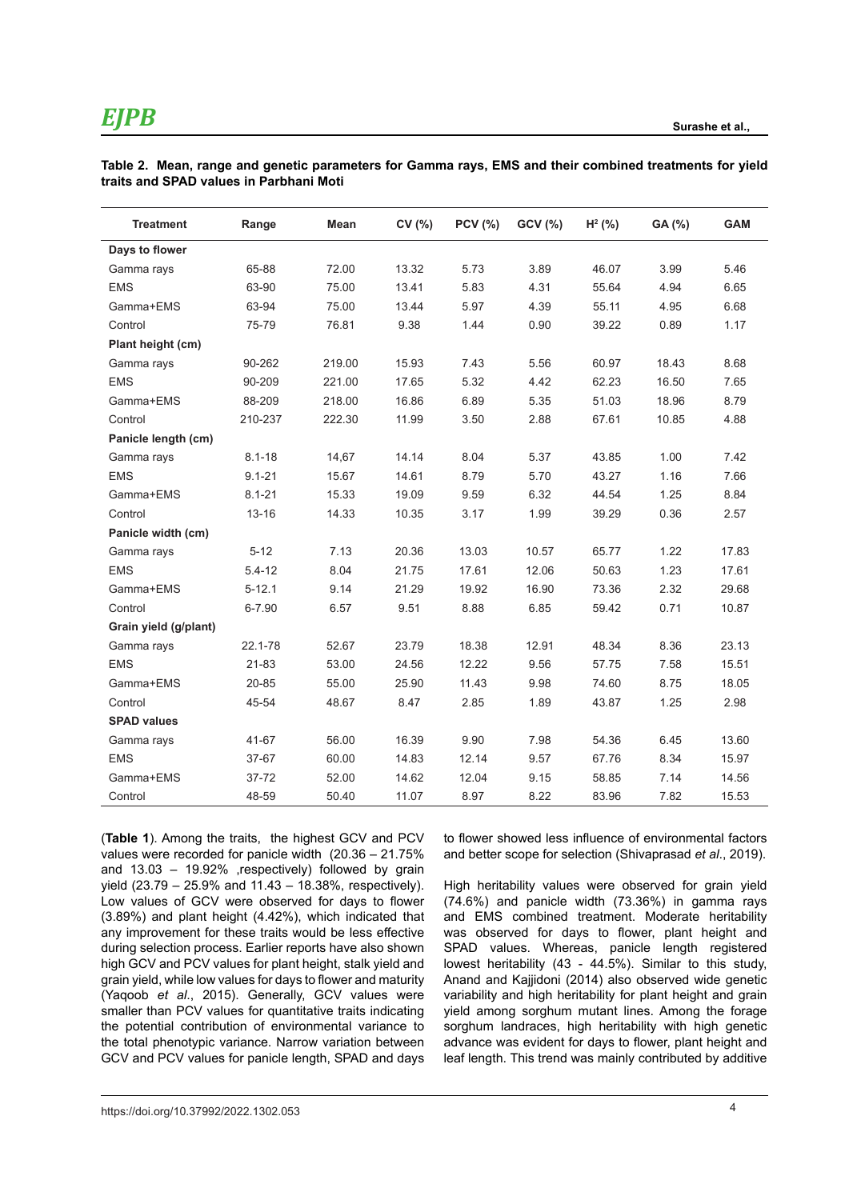**Table 2. Mean, range and genetic parameters for Gamma rays, EMS and their combined treatments for yield traits and SPAD values in Parbhani Moti**

| Treatment | Range | Mean | CV (%) | PCV (%) | GCV (%) | $H^2$ (%) | GA (%) | GAM |
|---|---|---|---|---|---|---|---|---|
| **Days to flower** | | | | | | | | |
| Gamma rays | 65-88 | 72.00 | 13.32 | 5.73 | 3.89 | 46.07 | 3.99 | 5.46 |
| EMS | 63-90 | 75.00 | 13.41 | 5.83 | 4.31 | 55.64 | 4.94 | 6.65 |
| Gamma+EMS | 63-94 | 75.00 | 13.44 | 5.97 | 4.39 | 55.11 | 4.95 | 6.68 |
| Control | 75-79 | 76.81 | 9.38 | 1.44 | 0.90 | 39.22 | 0.89 | 1.17 |
| **Plant height (cm)** | | | | | | | | |
| Gamma rays | 90-262 | 219.00 | 15.93 | 7.43 | 5.56 | 60.97 | 18.43 | 8.68 |
| EMS | 90-209 | 221.00 | 17.65 | 5.32 | 4.42 | 62.23 | 16.50 | 7.65 |
| Gamma+EMS | 88-209 | 218.00 | 16.86 | 6.89 | 5.35 | 51.03 | 18.96 | 8.79 |
| Control | 210-237 | 222.30 | 11.99 | 3.50 | 2.88 | 67.61 | 10.85 | 4.88 |
| **Panicle length (cm)** | | | | | | | | |
| Gamma rays | 8.1-18 | 14,67 | 14.14 | 8.04 | 5.37 | 43.85 | 1.00 | 7.42 |
| EMS | 9.1-21 | 15.67 | 14.61 | 8.79 | 5.70 | 43.27 | 1.16 | 7.66 |
| Gamma+EMS | 8.1-21 | 15.33 | 19.09 | 9.59 | 6.32 | 44.54 | 1.25 | 8.84 |
| Control | 13-16 | 14.33 | 10.35 | 3.17 | 1.99 | 39.29 | 0.36 | 2.57 |
| **Panicle width (cm)** | | | | | | | | |
| Gamma rays | 5-12 | 7.13 | 20.36 | 13.03 | 10.57 | 65.77 | 1.22 | 17.83 |
| EMS | 5.4-12 | 8.04 | 21.75 | 17.61 | 12.06 | 50.63 | 1.23 | 17.61 |
| Gamma+EMS | 5-12.1 | 9.14 | 21.29 | 19.92 | 16.90 | 73.36 | 2.32 | 29.68 |
| Control | 6-7.90 | 6.57 | 9.51 | 8.88 | 6.85 | 59.42 | 0.71 | 10.87 |
| **Grain yield (g/plant)** | | | | | | | | |
| Gamma rays | 22.1-78 | 52.67 | 23.79 | 18.38 | 12.91 | 48.34 | 8.36 | 23.13 |
| EMS | 21-83 | 53.00 | 24.56 | 12.22 | 9.56 | 57.75 | 7.58 | 15.51 |
| Gamma+EMS | 20-85 | 55.00 | 25.90 | 11.43 | 9.98 | 74.60 | 8.75 | 18.05 |
| Control | 45-54 | 48.67 | 8.47 | 2.85 | 1.89 | 43.87 | 1.25 | 2.98 |
| **SPAD values** | | | | | | | | |
| Gamma rays | 41-67 | 56.00 | 16.39 | 9.90 | 7.98 | 54.36 | 6.45 | 13.60 |
| EMS | 37-67 | 60.00 | 14.83 | 12.14 | 9.57 | 67.76 | 8.34 | 15.97 |
| Gamma+EMS | 37-72 | 52.00 | 14.62 | 12.04 | 9.15 | 58.85 | 7.14 | 14.56 |
| Control | 48-59 | 50.40 | 11.07 | 8.97 | 8.22 | 83.96 | 7.82 | 15.53 |

(**Table 1**). Among the traits, the highest GCV and PCV values were recorded for panicle width (20.36 – 21.75% and 13.03 – 19.92% ,respectively) followed by grain yield (23.79 – 25.9% and 11.43 – 18.38%, respectively). Low values of GCV were observed for days to flower (3.89%) and plant height (4.42%), which indicated that any improvement for these traits would be less effective during selection process. Earlier reports have also shown high GCV and PCV values for plant height, stalk yield and grain yield, while low values for days to flower and maturity (Yaqoob *et al*., 2015). Generally, GCV values were smaller than PCV values for quantitative traits indicating the potential contribution of environmental variance to the total phenotypic variance. Narrow variation between GCV and PCV values for panicle length, SPAD and days to flower showed less influence of environmental factors and better scope for selection (Shivaprasad *et al*., 2019).

High heritability values were observed for grain yield (74.6%) and panicle width (73.36%) in gamma rays and EMS combined treatment. Moderate heritability was observed for days to flower, plant height and SPAD values. Whereas, panicle length registered lowest heritability (43 - 44.5%). Similar to this study, Anand and Kajjidoni (2014) also observed wide genetic variability and high heritability for plant height and grain yield among sorghum mutant lines. Among the forage sorghum landraces, high heritability with high genetic advance was evident for days to flower, plant height and leaf length. This trend was mainly contributed by additive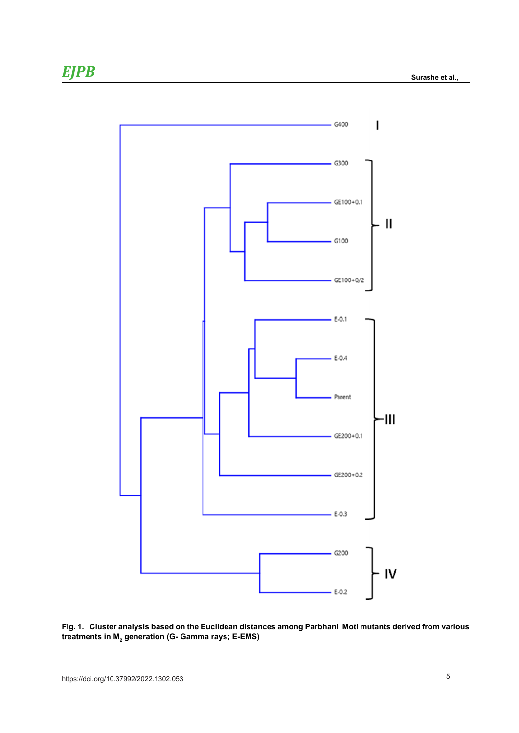**Fig. 1. Cluster analysis based on the Euclidean distances among Parbhani Moti mutants derived from various treatments in $M_2$ generation (G- Gamma rays; E-EMS)**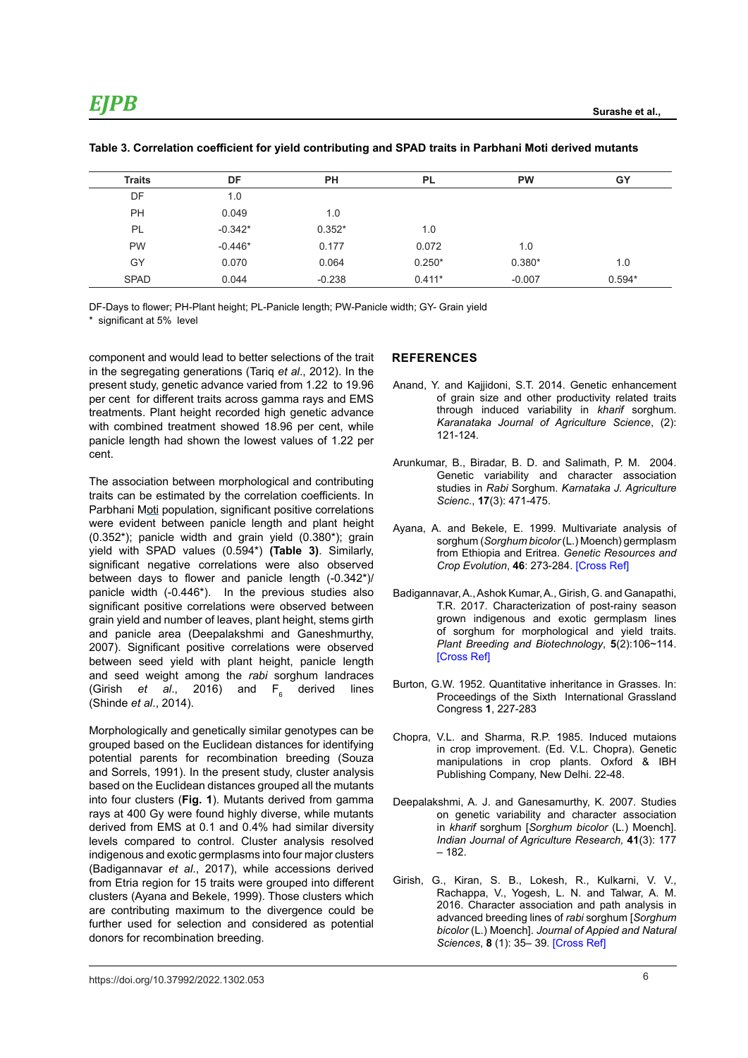**Table 3. Correlation coefficient for yield contributing and SPAD traits in Parbhani Moti derived mutants**

| Traits | DF | PH | PL | PW | GY |
|---|---|---|---|---|---|
| DF | 1.0 | | | | |
| PH | 0.049 | 1.0 | | | |
| PL | -0.342* | 0.352* | 1.0 | | |
| PW | -0.446* | 0.177 | 0.072 | 1.0 | |
| GY | 0.070 | 0.064 | 0.250* | 0.380* | 1.0 |
| SPAD | 0.044 | -0.238 | 0.411* | -0.007 | 0.594* |

DF-Days to flower; PH-Plant height; PL-Panicle length; PW-Panicle width; GY- Grain yield

\* significant at 5% level

component and would lead to better selections of the trait in the segregating generations (Tariq *et al*., 2012). In the present study, genetic advance varied from 1.22 to 19.96 per cent for different traits across gamma rays and EMS treatments. Plant height recorded high genetic advance with combined treatment showed 18.96 per cent, while panicle length had shown the lowest values of 1.22 per cent.

The association between morphological and contributing traits can be estimated by the correlation coefficients. In Parbhani Moti population, significant positive correlations were evident between panicle length and plant height (0.352*); panicle width and grain yield (0.380*); grain yield with SPAD values (0.594*) **(Table 3)**. Similarly, significant negative correlations were also observed between days to flower and panicle length (-0.342*)/ panicle width (-0.446*). In the previous studies also significant positive correlations were observed between grain yield and number of leaves, plant height, stems girth and panicle area (Deepalakshmi and Ganeshmurthy, 2007). Significant positive correlations were observed between seed yield with plant height, panicle length and seed weight among the *rabi* sorghum landraces (Girish *et al*., 2016) and $F_6$ derived lines (Shinde *et al*., 2014).

Morphologically and genetically similar genotypes can be grouped based on the Euclidean distances for identifying potential parents for recombination breeding (Souza and Sorrels, 1991). In the present study, cluster analysis based on the Euclidean distances grouped all the mutants into four clusters (**Fig. 1**). Mutants derived from gamma rays at 400 Gy were found highly diverse, while mutants derived from EMS at 0.1 and 0.4% had similar diversity levels compared to control. Cluster analysis resolved indigenous and exotic germplasms into four major clusters (Badigannavar *et al*., 2017), while accessions derived from Etria region for 15 traits were grouped into different clusters (Ayana and Bekele, 1999). Those clusters which are contributing maximum to the divergence could be further used for selection and considered as potential donors for recombination breeding.

## REFERENCES

Anand, Y. and Kajjidoni, S.T. 2014. Genetic enhancement of grain size and other productivity related traits through induced variability in *kharif* sorghum. *Karanataka Journal of Agriculture Science*, (2): 121-124.

Arunkumar, B., Biradar, B. D. and Salimath, P. M. 2004. Genetic variability and character association studies in *Rabi* Sorghum. *Karnataka J. Agriculture Scienc*., **17**(3): 471-475.

Ayana, A. and Bekele, E. 1999. Multivariate analysis of sorghum (*Sorghum bicolor* (L.) Moench) germplasm from Ethiopia and Eritrea. *Genetic Resources and Crop Evolution*, **46**: 273-284. [Cross Ref]

Badigannavar, A., Ashok Kumar, A., Girish, G. and Ganapathi, T.R. 2017. Characterization of post-rainy season grown indigenous and exotic germplasm lines of sorghum for morphological and yield traits. *Plant Breeding and Biotechnology*, **5**(2):106~114. [Cross Ref]

Burton, G.W. 1952. Quantitative inheritance in Grasses. In: Proceedings of the Sixth International Grassland Congress **1**, 227-283

Chopra, V.L. and Sharma, R.P. 1985. Induced mutaions in crop improvement. (Ed. V.L. Chopra). Genetic manipulations in crop plants. Oxford & IBH Publishing Company, New Delhi. 22-48.

Deepalakshmi, A. J. and Ganesamurthy, K. 2007. Studies on genetic variability and character association in *kharif* sorghum [*Sorghum bicolor* (L.) Moench]. *Indian Journal of Agriculture Research,* **41**(3): 177 – 182.

Girish, G., Kiran, S. B., Lokesh, R., Kulkarni, V. V., Rachappa, V., Yogesh, L. N. and Talwar, A. M. 2016. Character association and path analysis in advanced breeding lines of *rabi* sorghum [*Sorghum bicolor* (L.) Moench]. *Journal of Appied and Natural Sciences*, **8** (1): 35– 39. [Cross Ref]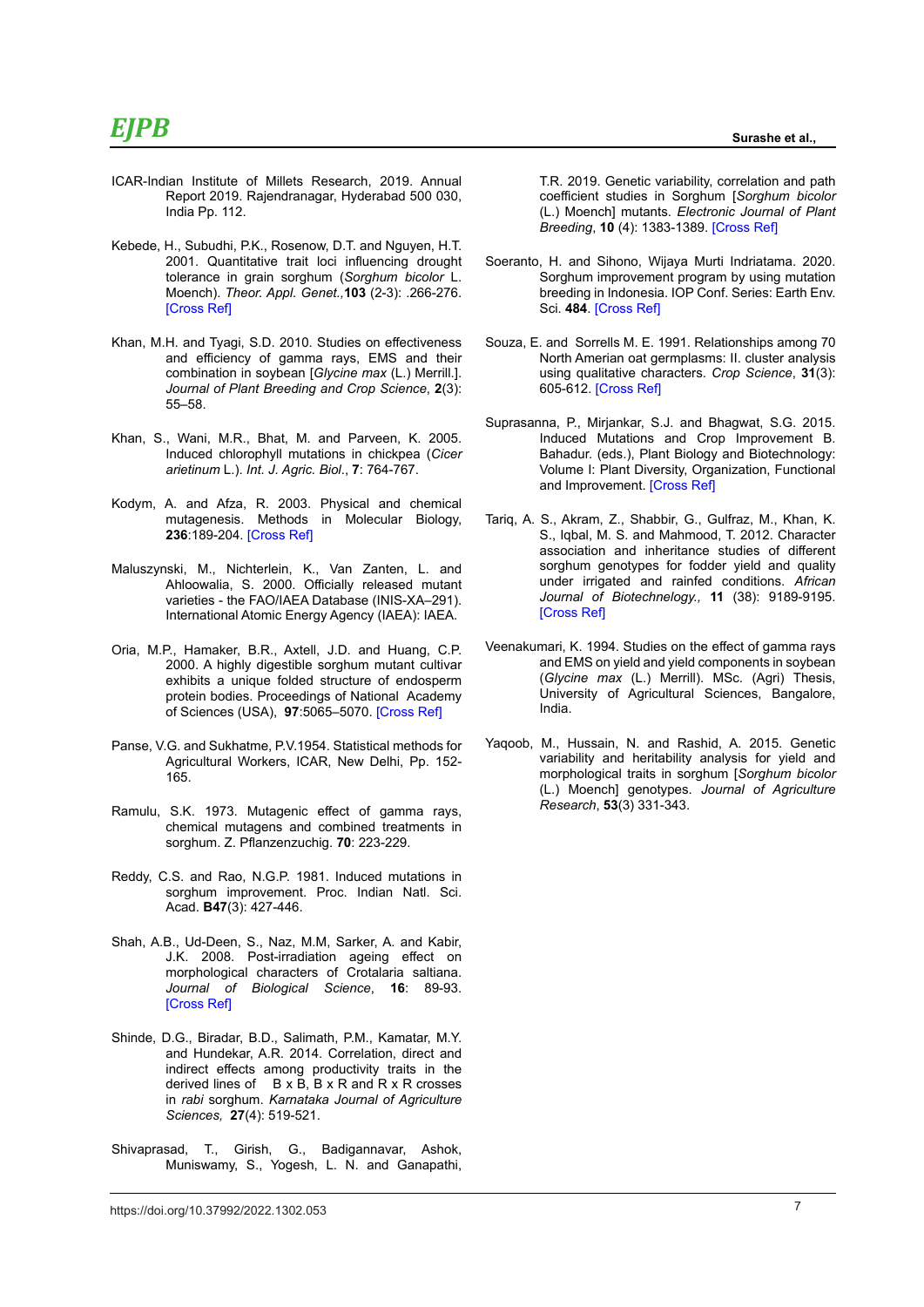ICAR-Indian Institute of Millets Research, 2019. Annual Report 2019. Rajendranagar, Hyderabad 500 030, India Pp. 112.

Kebede, H., Subudhi, P.K., Rosenow, D.T. and Nguyen, H.T. 2001. Quantitative trait loci influencing drought tolerance in grain sorghum (*Sorghum bicolor* L. Moench). *Theor. Appl. Genet.,* **103** (2-3): .266-276. [Cross Ref]

Khan, M.H. and Tyagi, S.D. 2010. Studies on effectiveness and efficiency of gamma rays, EMS and their combination in soybean [*Glycine max* (L.) Merrill.]. *Journal of Plant Breeding and Crop Science*, **2**(3): 55–58.

Khan, S., Wani, M.R., Bhat, M. and Parveen, K. 2005. Induced chlorophyll mutations in chickpea (*Cicer arietinum* L.). *Int. J. Agric. Biol*., **7**: 764-767.

Kodym, A. and Afza, R. 2003. Physical and chemical mutagenesis. Methods in Molecular Biology, **236**:189-204. [Cross Ref]

Maluszynski, M., Nichterlein, K., Van Zanten, L. and Ahloowalia, S. 2000. Officially released mutant varieties - the FAO/IAEA Database (INIS-XA–291). International Atomic Energy Agency (IAEA): IAEA.

Oria, M.P., Hamaker, B.R., Axtell, J.D. and Huang, C.P. 2000. A highly digestible sorghum mutant cultivar exhibits a unique folded structure of endosperm protein bodies. Proceedings of National Academy of Sciences (USA), **97**:5065–5070. [Cross Ref]

Panse, V.G. and Sukhatme, P.V.1954. Statistical methods for Agricultural Workers, ICAR, New Delhi, Pp. 152-165.

Ramulu, S.K. 1973. Mutagenic effect of gamma rays, chemical mutagens and combined treatments in sorghum. Z. Pflanzenzuchig. **70**: 223-229.

Reddy, C.S. and Rao, N.G.P. 1981. Induced mutations in sorghum improvement. Proc. Indian Natl. Sci. Acad. **B47**(3): 427-446.

Shah, A.B., Ud-Deen, S., Naz, M.M, Sarker, A. and Kabir, J.K. 2008. Post-irradiation ageing effect on morphological characters of Crotalaria saltiana. *Journal of Biological Science*, **16**: 89-93. [Cross Ref]

Shinde, D.G., Biradar, B.D., Salimath, P.M., Kamatar, M.Y. and Hundekar, A.R. 2014. Correlation, direct and indirect effects among productivity traits in the derived lines of B x B, B x R and R x R crosses in *rabi* sorghum. *Karnataka Journal of Agriculture Sciences,* **27**(4): 519-521.

Shivaprasad, T., Girish, G., Badigannavar, Ashok, Muniswamy, S., Yogesh, L. N. and Ganapathi, T.R. 2019. Genetic variability, correlation and path coefficient studies in Sorghum [*Sorghum bicolor* (L.) Moench] mutants. *Electronic Journal of Plant Breeding*, **10** (4): 1383-1389. [Cross Ref]

Soeranto, H. and Sihono, Wijaya Murti Indriatama. 2020. Sorghum improvement program by using mutation breeding in Indonesia. IOP Conf. Series: Earth Env. Sci. **484**. [Cross Ref]

Souza, E. and Sorrells M. E. 1991. Relationships among 70 North Amerian oat germplasms: II. cluster analysis using qualitative characters. *Crop Science*, **31**(3): 605-612. [Cross Ref]

Suprasanna, P., Mirjankar, S.J. and Bhagwat, S.G. 2015. Induced Mutations and Crop Improvement B. Bahadur. (eds.), Plant Biology and Biotechnology: Volume I: Plant Diversity, Organization, Functional and Improvement. [Cross Ref]

Tariq, A. S., Akram, Z., Shabbir, G., Gulfraz, M., Khan, K. S., Iqbal, M. S. and Mahmood, T. 2012. Character association and inheritance studies of different sorghum genotypes for fodder yield and quality under irrigated and rainfed conditions. *African Journal of Biotechnology.,* **11** (38): 9189-9195. [Cross Ref]

Veenakumari, K. 1994. Studies on the effect of gamma rays and EMS on yield and yield components in soybean (*Glycine max* (L.) Merrill). MSc. (Agri) Thesis, University of Agricultural Sciences, Bangalore, India.

Yaqoob, M., Hussain, N. and Rashid, A. 2015. Genetic variability and heritability analysis for yield and morphological traits in sorghum [*Sorghum bicolor* (L.) Moench] genotypes. *Journal of Agriculture Research*, **53**(3) 331-343.